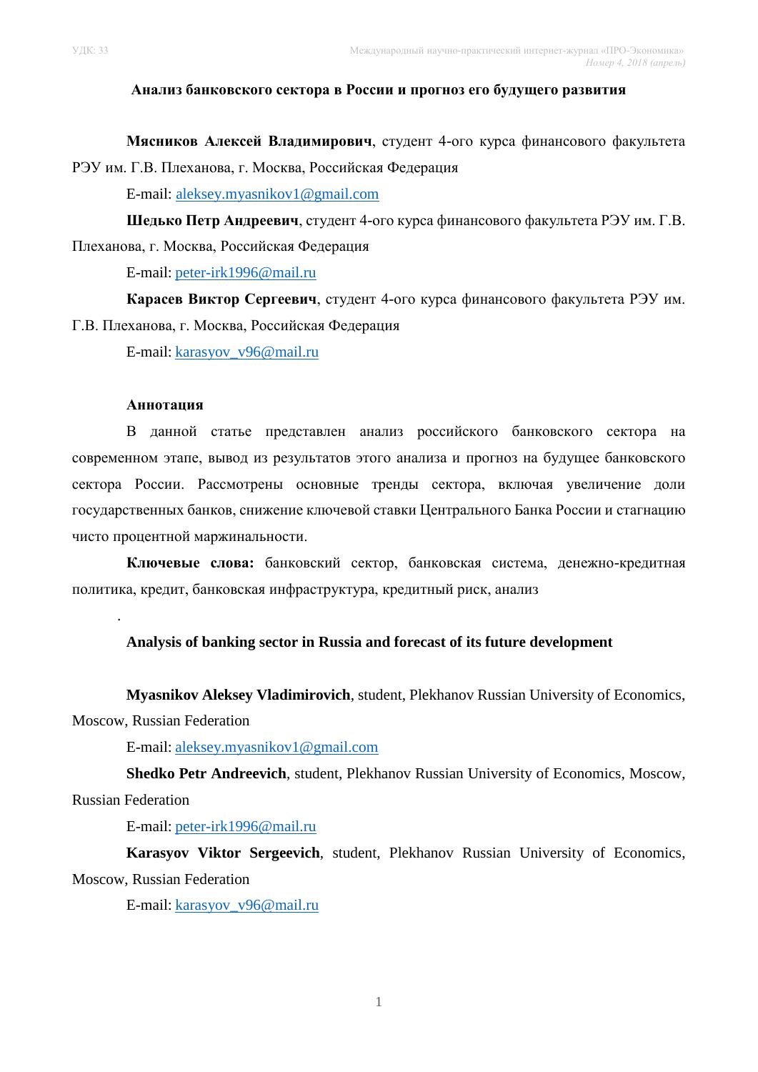УДК: 33

# Анализ банковского сектора в России и прогноз его будущего развития

**Мясников Алексей Владимирович**, студент 4-ого курса финансового факультета РЭУ им. Г.В. Плеханова, г. Москва, Российская Федерация

E-mail: aleksey.myasnikov1@gmail.com

**Шедько Петр Андреевич**, студент 4-ого курса финансового факультета РЭУ им. Г.В. Плеханова, г. Москва, Российская Федерация

E-mail: peter-irk1996@mail.ru

**Карасев Виктор Сергеевич**, студент 4-ого курса финансового факультета РЭУ им. Г.В. Плеханова, г. Москва, Российская Федерация

E-mail: karasyov_v96@mail.ru

**Аннотация**

В данной статье представлен анализ российского банковского сектора на современном этапе, вывод из результатов этого анализа и прогноз на будущее банковского сектора России. Рассмотрены основные тренды сектора, включая увеличение доли государственных банков, снижение ключевой ставки Центрального Банка России и стагнацию чисто процентной маржинальности.

**Ключевые слова:** банковский сектор, банковская система, денежно-кредитная политика, кредит, банковская инфраструктура, кредитный риск, анализ

.

## Analysis of banking sector in Russia and forecast of its future development

**Myasnikov Aleksey Vladimirovich**, student, Plekhanov Russian University of Economics, Moscow, Russian Federation

E-mail: aleksey.myasnikov1@gmail.com

**Shedko Petr Andreevich**, student, Plekhanov Russian University of Economics, Moscow, Russian Federation

E-mail: peter-irk1996@mail.ru

**Karasyov Viktor Sergeevich**, student, Plekhanov Russian University of Economics, Moscow, Russian Federation

E-mail: karasyov_v96@mail.ru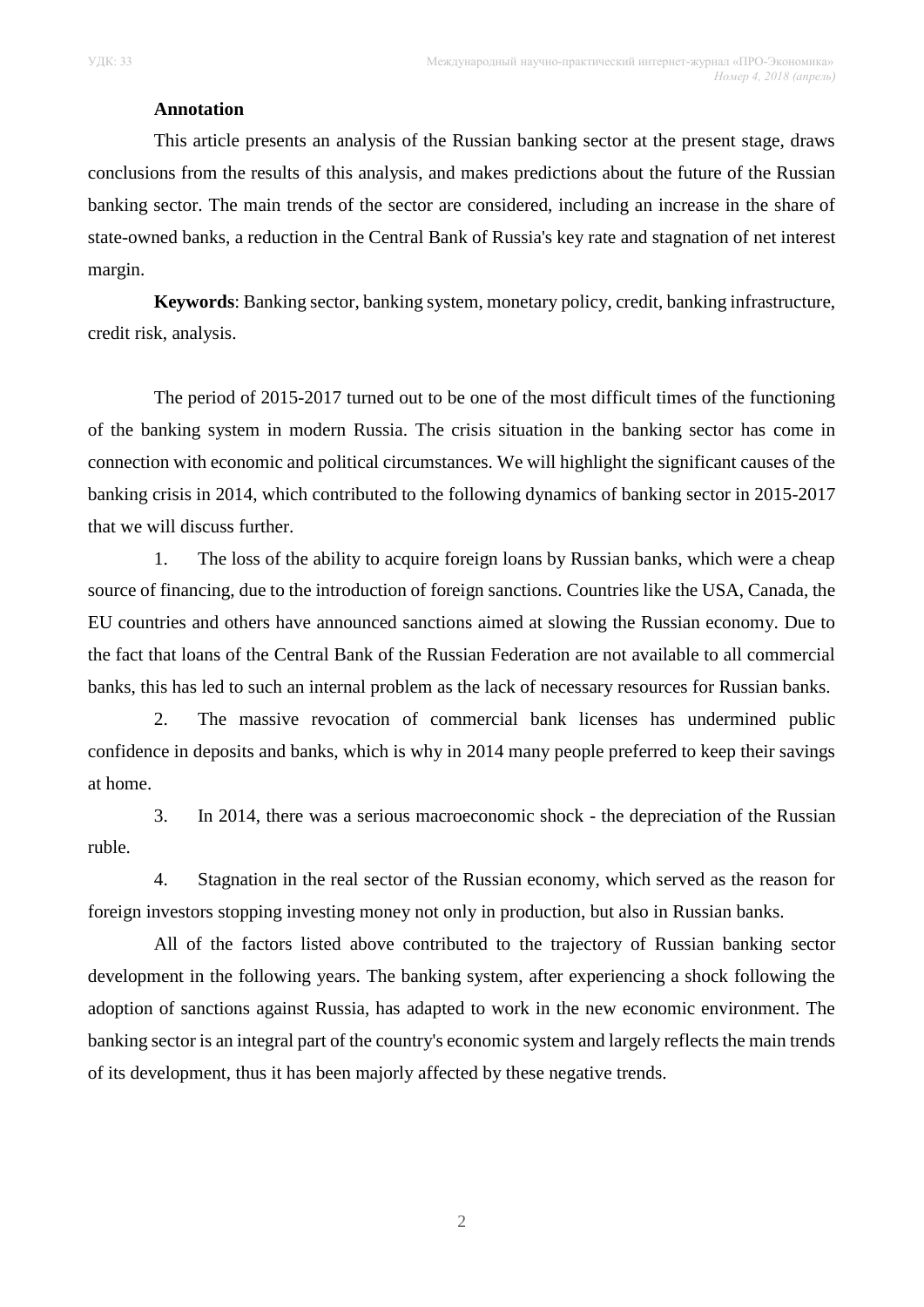**Annotation**

This article presents an analysis of the Russian banking sector at the present stage, draws conclusions from the results of this analysis, and makes predictions about the future of the Russian banking sector. The main trends of the sector are considered, including an increase in the share of state-owned banks, a reduction in the Central Bank of Russia's key rate and stagnation of net interest margin.

**Keywords**: Banking sector, banking system, monetary policy, credit, banking infrastructure, credit risk, analysis.

The period of 2015-2017 turned out to be one of the most difficult times of the functioning of the banking system in modern Russia. The crisis situation in the banking sector has come in connection with economic and political circumstances. We will highlight the significant causes of the banking crisis in 2014, which contributed to the following dynamics of banking sector in 2015-2017 that we will discuss further.

1. The loss of the ability to acquire foreign loans by Russian banks, which were a cheap source of financing, due to the introduction of foreign sanctions. Countries like the USA, Canada, the EU countries and others have announced sanctions aimed at slowing the Russian economy. Due to the fact that loans of the Central Bank of the Russian Federation are not available to all commercial banks, this has led to such an internal problem as the lack of necessary resources for Russian banks.
2. The massive revocation of commercial bank licenses has undermined public confidence in deposits and banks, which is why in 2014 many people preferred to keep their savings at home.
3. In 2014, there was a serious macroeconomic shock - the depreciation of the Russian ruble.
4. Stagnation in the real sector of the Russian economy, which served as the reason for foreign investors stopping investing money not only in production, but also in Russian banks.

All of the factors listed above contributed to the trajectory of Russian banking sector development in the following years. The banking system, after experiencing a shock following the adoption of sanctions against Russia, has adapted to work in the new economic environment. The banking sector is an integral part of the country's economic system and largely reflects the main trends of its development, thus it has been majorly affected by these negative trends.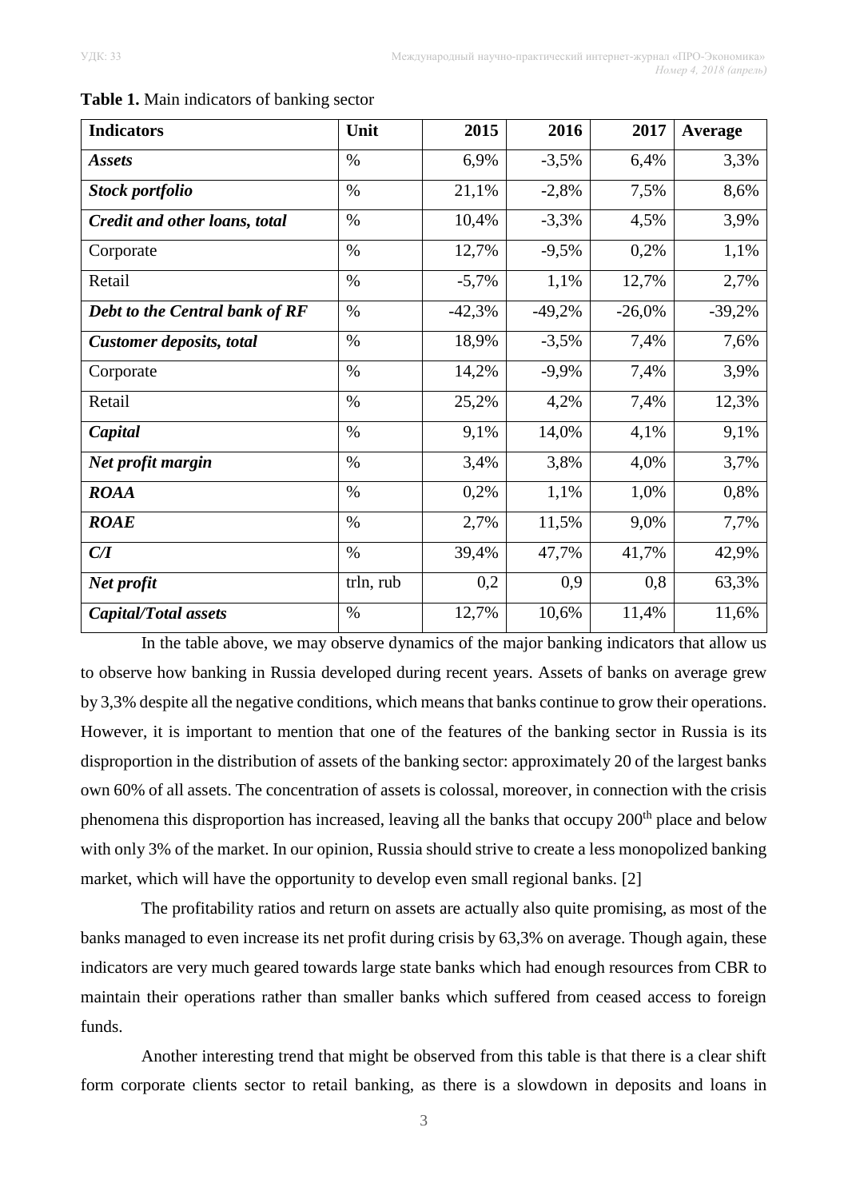**Table 1.** Main indicators of banking sector

| Indicators | Unit | 2015 | 2016 | 2017 | Average |
|---|---|---|---|---|---|
| ***Assets*** | % | 6,9% | -3,5% | 6,4% | 3,3% |
| ***Stock portfolio*** | % | 21,1% | -2,8% | 7,5% | 8,6% |
| ***Credit and other loans, total*** | % | 10,4% | -3,3% | 4,5% | 3,9% |
| Corporate | % | 12,7% | -9,5% | 0,2% | 1,1% |
| Retail | % | -5,7% | 1,1% | 12,7% | 2,7% |
| ***Debt to the Central bank of RF*** | % | -42,3% | -49,2% | -26,0% | -39,2% |
| ***Customer deposits, total*** | % | 18,9% | -3,5% | 7,4% | 7,6% |
| Corporate | % | 14,2% | -9,9% | 7,4% | 3,9% |
| Retail | % | 25,2% | 4,2% | 7,4% | 12,3% |
| ***Capital*** | % | 9,1% | 14,0% | 4,1% | 9,1% |
| ***Net profit margin*** | % | 3,4% | 3,8% | 4,0% | 3,7% |
| ***ROAA*** | % | 0,2% | 1,1% | 1,0% | 0,8% |
| ***ROAE*** | % | 2,7% | 11,5% | 9,0% | 7,7% |
| ***C/I*** | % | 39,4% | 47,7% | 41,7% | 42,9% |
| ***Net profit*** | trln, rub | 0,2 | 0,9 | 0,8 | 63,3% |
| ***Capital/Total assets*** | % | 12,7% | 10,6% | 11,4% | 11,6% |

In the table above, we may observe dynamics of the major banking indicators that allow us to observe how banking in Russia developed during recent years. Assets of banks on average grew by 3,3% despite all the negative conditions, which means that banks continue to grow their operations. However, it is important to mention that one of the features of the banking sector in Russia is its disproportion in the distribution of assets of the banking sector: approximately 20 of the largest banks own 60% of all assets. The concentration of assets is colossal, moreover, in connection with the crisis phenomena this disproportion has increased, leaving all the banks that occupy 200th place and below with only 3% of the market. In our opinion, Russia should strive to create a less monopolized banking market, which will have the opportunity to develop even small regional banks. [2]

The profitability ratios and return on assets are actually also quite promising, as most of the banks managed to even increase its net profit during crisis by 63,3% on average. Though again, these indicators are very much geared towards large state banks which had enough resources from CBR to maintain their operations rather than smaller banks which suffered from ceased access to foreign funds.

Another interesting trend that might be observed from this table is that there is a clear shift form corporate clients sector to retail banking, as there is a slowdown in deposits and loans in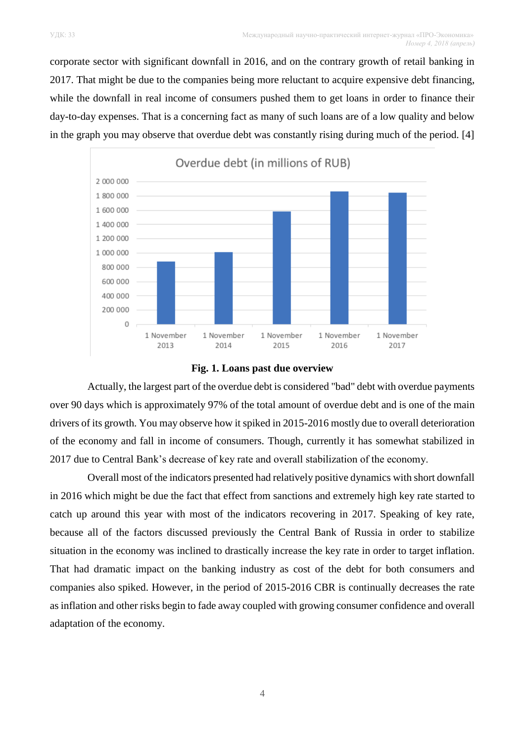corporate sector with significant downfall in 2016, and on the contrary growth of retail banking in 2017. That might be due to the companies being more reluctant to acquire expensive debt financing, while the downfall in real income of consumers pushed them to get loans in order to finance their day-to-day expenses. That is a concerning fact as many of such loans are of a low quality and below in the graph you may observe that overdue debt was constantly rising during much of the period. [4]

**Fig. 1. Loans past due overview**

Actually, the largest part of the overdue debt is considered "bad" debt with overdue payments over 90 days which is approximately 97% of the total amount of overdue debt and is one of the main drivers of its growth. You may observe how it spiked in 2015-2016 mostly due to overall deterioration of the economy and fall in income of consumers. Though, currently it has somewhat stabilized in 2017 due to Central Bank's decrease of key rate and overall stabilization of the economy.

Overall most of the indicators presented had relatively positive dynamics with short downfall in 2016 which might be due the fact that effect from sanctions and extremely high key rate started to catch up around this year with most of the indicators recovering in 2017. Speaking of key rate, because all of the factors discussed previously the Central Bank of Russia in order to stabilize situation in the economy was inclined to drastically increase the key rate in order to target inflation. That had dramatic impact on the banking industry as cost of the debt for both consumers and companies also spiked. However, in the period of 2015-2016 CBR is continually decreases the rate as inflation and other risks begin to fade away coupled with growing consumer confidence and overall adaptation of the economy.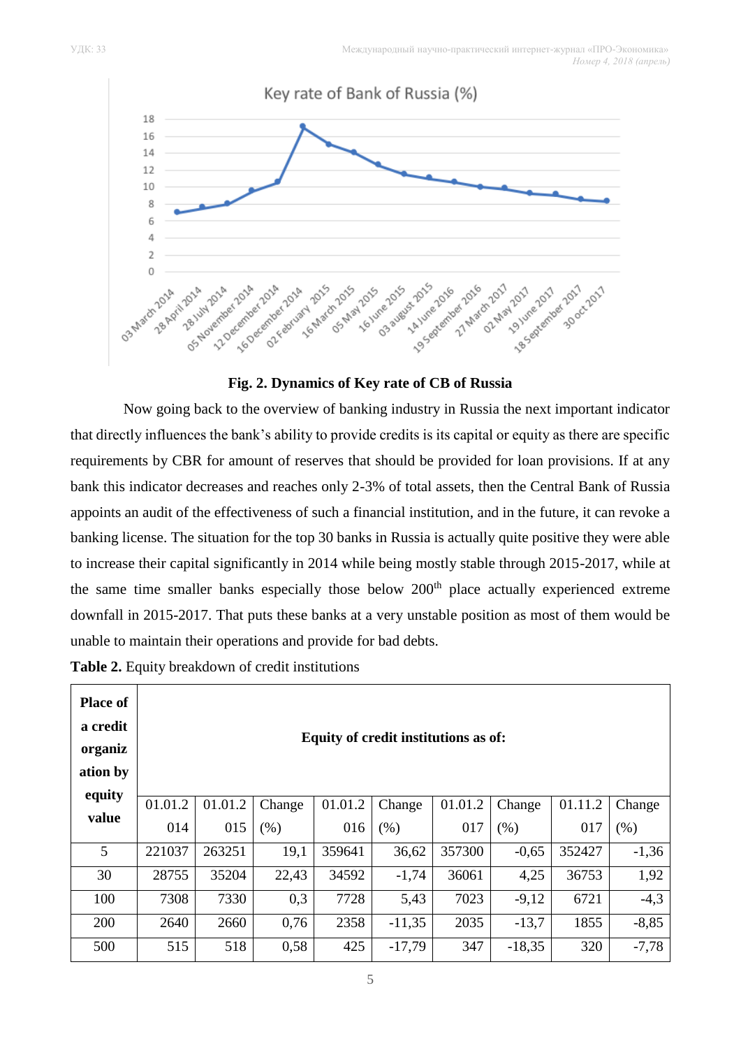**Fig. 2. Dynamics of Key rate of CB of Russia**

Now going back to the overview of banking industry in Russia the next important indicator that directly influences the bank's ability to provide credits is its capital or equity as there are specific requirements by CBR for amount of reserves that should be provided for loan provisions. If at any bank this indicator decreases and reaches only 2-3% of total assets, then the Central Bank of Russia appoints an audit of the effectiveness of such a financial institution, and in the future, it can revoke a banking license. The situation for the top 30 banks in Russia is actually quite positive they were able to increase their capital significantly in 2014 while being mostly stable through 2015-2017, while at the same time smaller banks especially those below 200th place actually experienced extreme downfall in 2015-2017. That puts these banks at a very unstable position as most of them would be unable to maintain their operations and provide for bad debts.

**Table 2.** Equity breakdown of credit institutions

| **Place of a credit organization by equity value** | **Equity of credit institutions as of:** | | | | | | | | |
|---|---|---|---|---|---|---|---|---|---|
| | 01.01.2014 | 01.01.2015 | Change (%) | 01.01.2016 | Change (%) | 01.01.2017 | Change (%) | 01.11.2017 | Change (%) |
| 5 | 221037 | 263251 | 19,1 | 359641 | 36,62 | 357300 | -0,65 | 352427 | -1,36 |
| 30 | 28755 | 35204 | 22,43 | 34592 | -1,74 | 36061 | 4,25 | 36753 | 1,92 |
| 100 | 7308 | 7330 | 0,3 | 7728 | 5,43 | 7023 | -9,12 | 6721 | -4,3 |
| 200 | 2640 | 2660 | 0,76 | 2358 | -11,35 | 2035 | -13,7 | 1855 | -8,85 |
| 500 | 515 | 518 | 0,58 | 425 | -17,79 | 347 | -18,35 | 320 | -7,78 |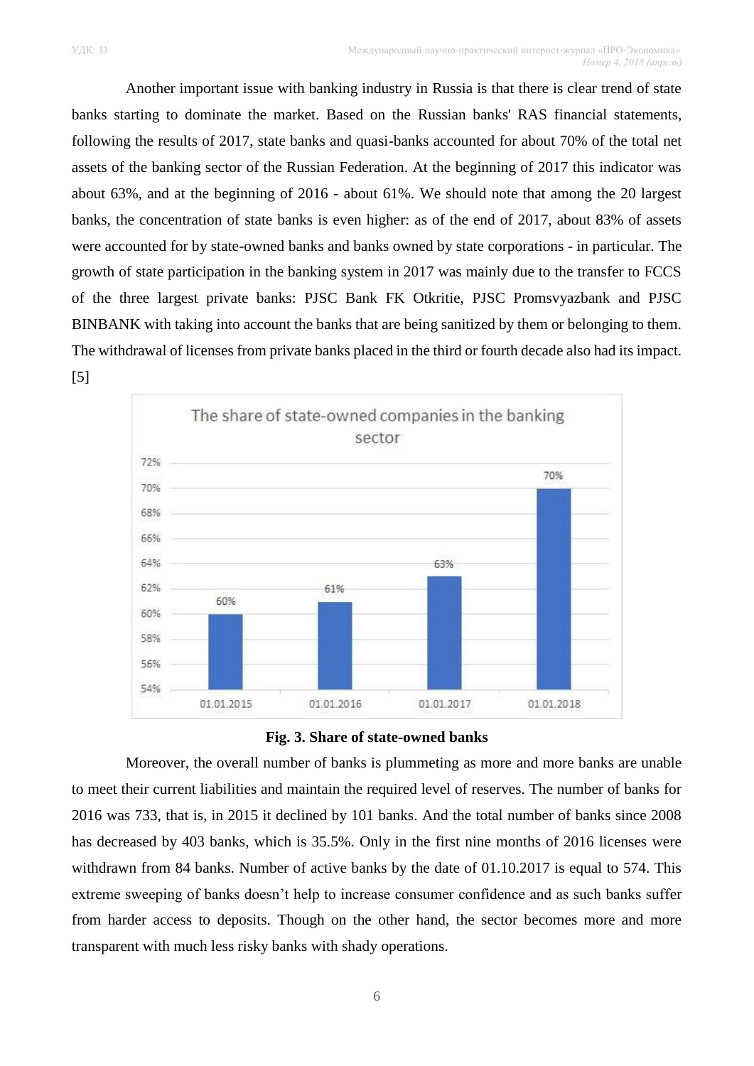Another important issue with banking industry in Russia is that there is clear trend of state banks starting to dominate the market. Based on the Russian banks' RAS financial statements, following the results of 2017, state banks and quasi-banks accounted for about 70% of the total net assets of the banking sector of the Russian Federation. At the beginning of 2017 this indicator was about 63%, and at the beginning of 2016 - about 61%. We should note that among the 20 largest banks, the concentration of state banks is even higher: as of the end of 2017, about 83% of assets were accounted for by state-owned banks and banks owned by state corporations - in particular. The growth of state participation in the banking system in 2017 was mainly due to the transfer to FCCS of the three largest private banks: PJSC Bank FK Otkritie, PJSC Promsvyazbank and PJSC BINBANK with taking into account the banks that are being sanitized by them or belonging to them. The withdrawal of licenses from private banks placed in the third or fourth decade also had its impact. [5]

**Fig. 3. Share of state-owned banks**

Moreover, the overall number of banks is plummeting as more and more banks are unable to meet their current liabilities and maintain the required level of reserves. The number of banks for 2016 was 733, that is, in 2015 it declined by 101 banks. And the total number of banks since 2008 has decreased by 403 banks, which is 35.5%. Only in the first nine months of 2016 licenses were withdrawn from 84 banks. Number of active banks by the date of 01.10.2017 is equal to 574. This extreme sweeping of banks doesn't help to increase consumer confidence and as such banks suffer from harder access to deposits. Though on the other hand, the sector becomes more and more transparent with much less risky banks with shady operations.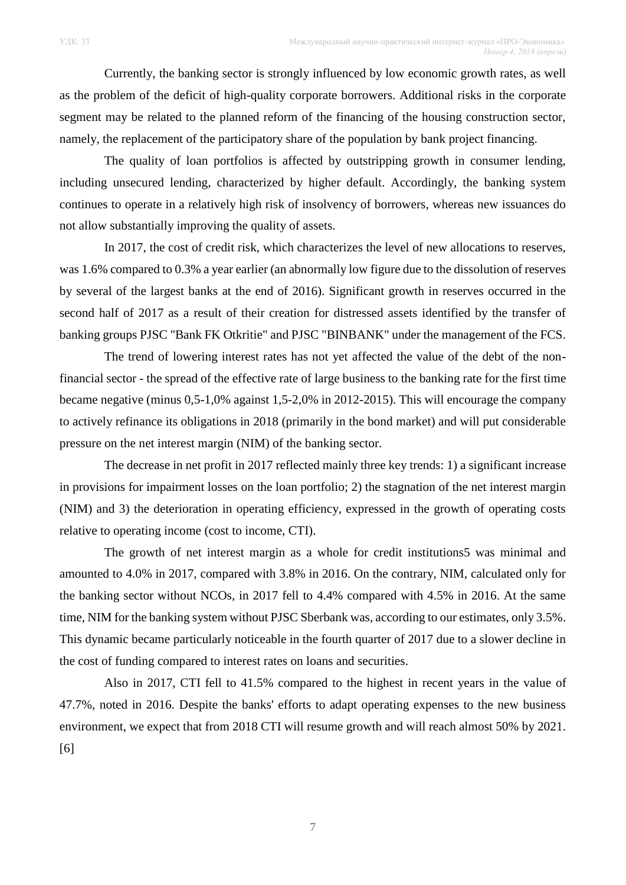Currently, the banking sector is strongly influenced by low economic growth rates, as well as the problem of the deficit of high-quality corporate borrowers. Additional risks in the corporate segment may be related to the planned reform of the financing of the housing construction sector, namely, the replacement of the participatory share of the population by bank project financing.

The quality of loan portfolios is affected by outstripping growth in consumer lending, including unsecured lending, characterized by higher default. Accordingly, the banking system continues to operate in a relatively high risk of insolvency of borrowers, whereas new issuances do not allow substantially improving the quality of assets.

In 2017, the cost of credit risk, which characterizes the level of new allocations to reserves, was 1.6% compared to 0.3% a year earlier (an abnormally low figure due to the dissolution of reserves by several of the largest banks at the end of 2016). Significant growth in reserves occurred in the second half of 2017 as a result of their creation for distressed assets identified by the transfer of banking groups PJSC "Bank FK Otkritie" and PJSC "BINBANK" under the management of the FCS.

The trend of lowering interest rates has not yet affected the value of the debt of the non-financial sector - the spread of the effective rate of large business to the banking rate for the first time became negative (minus 0,5-1,0% against 1,5-2,0% in 2012-2015). This will encourage the company to actively refinance its obligations in 2018 (primarily in the bond market) and will put considerable pressure on the net interest margin (NIM) of the banking sector.

The decrease in net profit in 2017 reflected mainly three key trends: 1) a significant increase in provisions for impairment losses on the loan portfolio; 2) the stagnation of the net interest margin (NIM) and 3) the deterioration in operating efficiency, expressed in the growth of operating costs relative to operating income (cost to income, CTI).

The growth of net interest margin as a whole for credit institutions5 was minimal and amounted to 4.0% in 2017, compared with 3.8% in 2016. On the contrary, NIM, calculated only for the banking sector without NCOs, in 2017 fell to 4.4% compared with 4.5% in 2016. At the same time, NIM for the banking system without PJSC Sberbank was, according to our estimates, only 3.5%. This dynamic became particularly noticeable in the fourth quarter of 2017 due to a slower decline in the cost of funding compared to interest rates on loans and securities.

Also in 2017, CTI fell to 41.5% compared to the highest in recent years in the value of 47.7%, noted in 2016. Despite the banks' efforts to adapt operating expenses to the new business environment, we expect that from 2018 CTI will resume growth and will reach almost 50% by 2021. [6]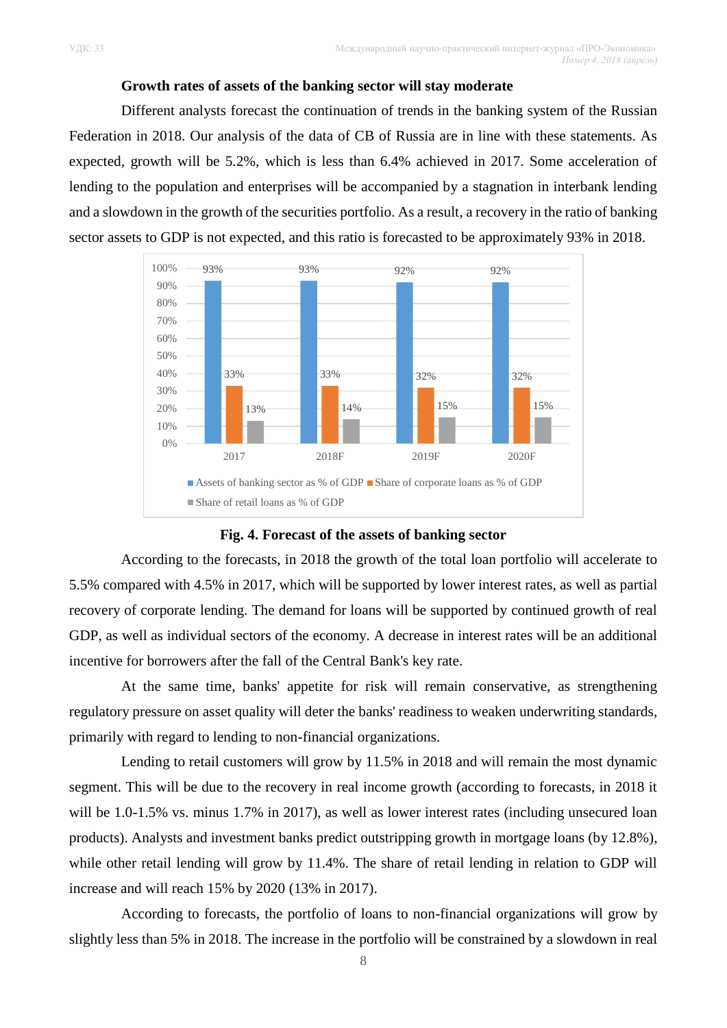**Growth rates of assets of the banking sector will stay moderate**

Different analysts forecast the continuation of trends in the banking system of the Russian Federation in 2018. Our analysis of the data of CB of Russia are in line with these statements. As expected, growth will be 5.2%, which is less than 6.4% achieved in 2017. Some acceleration of lending to the population and enterprises will be accompanied by a stagnation in interbank lending and a slowdown in the growth of the securities portfolio. As a result, a recovery in the ratio of banking sector assets to GDP is not expected, and this ratio is forecasted to be approximately 93% in 2018.

| | 2017 | 2018F | 2019F | 2020F |
|---|---|---|---|---|
| Assets of banking sector as % of GDP | 93% | 93% | 92% | 92% |
| Share of corporate loans as % of GDP | 33% | 33% | 32% | 32% |
| Share of retail loans as % of GDP | 13% | 14% | 15% | 15% |

**Fig. 4. Forecast of the assets of banking sector**

According to the forecasts, in 2018 the growth of the total loan portfolio will accelerate to 5.5% compared with 4.5% in 2017, which will be supported by lower interest rates, as well as partial recovery of corporate lending. The demand for loans will be supported by continued growth of real GDP, as well as individual sectors of the economy. A decrease in interest rates will be an additional incentive for borrowers after the fall of the Central Bank's key rate.

At the same time, banks' appetite for risk will remain conservative, as strengthening regulatory pressure on asset quality will deter the banks' readiness to weaken underwriting standards, primarily with regard to lending to non-financial organizations.

Lending to retail customers will grow by 11.5% in 2018 and will remain the most dynamic segment. This will be due to the recovery in real income growth (according to forecasts, in 2018 it will be 1.0-1.5% vs. minus 1.7% in 2017), as well as lower interest rates (including unsecured loan products). Analysts and investment banks predict outstripping growth in mortgage loans (by 12.8%), while other retail lending will grow by 11.4%. The share of retail lending in relation to GDP will increase and will reach 15% by 2020 (13% in 2017).

According to forecasts, the portfolio of loans to non-financial organizations will grow by slightly less than 5% in 2018. The increase in the portfolio will be constrained by a slowdown in real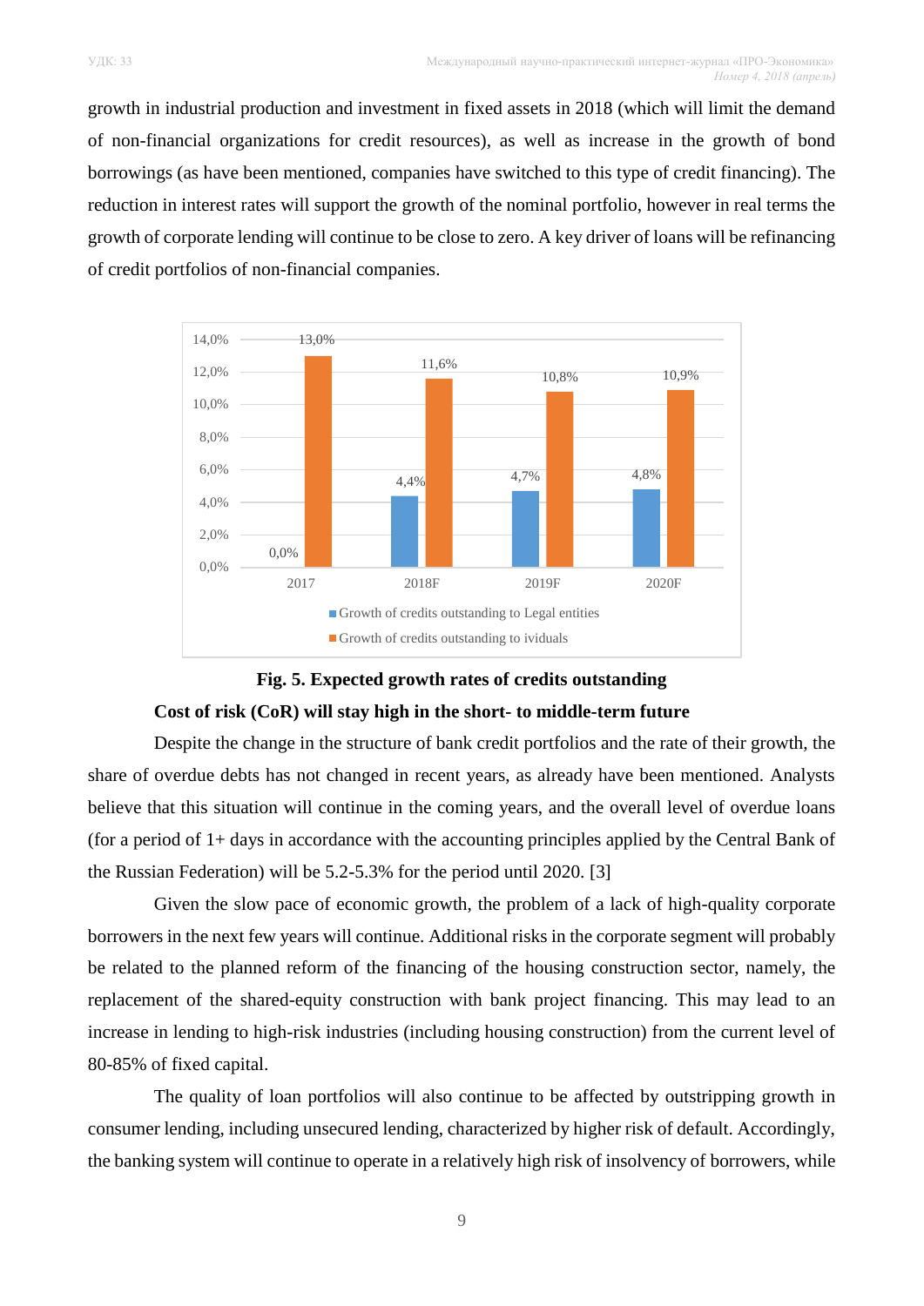growth in industrial production and investment in fixed assets in 2018 (which will limit the demand of non-financial organizations for credit resources), as well as increase in the growth of bond borrowings (as have been mentioned, companies have switched to this type of credit financing). The reduction in interest rates will support the growth of the nominal portfolio, however in real terms the growth of corporate lending will continue to be close to zero. A key driver of loans will be refinancing of credit portfolios of non-financial companies.

| | 2017 | 2018F | 2019F | 2020F |
|---|---|---|---|---|
| Growth of credits outstanding to Legal entities | 0,0% | 4,4% | 4,7% | 4,8% |
| Growth of credits outstanding to ividuals | 13,0% | 11,6% | 10,8% | 10,9% |

**Fig. 5. Expected growth rates of credits outstanding**

**Cost of risk (CoR) will stay high in the short- to middle-term future**

Despite the change in the structure of bank credit portfolios and the rate of their growth, the share of overdue debts has not changed in recent years, as already have been mentioned. Analysts believe that this situation will continue in the coming years, and the overall level of overdue loans (for a period of 1+ days in accordance with the accounting principles applied by the Central Bank of the Russian Federation) will be 5.2-5.3% for the period until 2020. [3]

Given the slow pace of economic growth, the problem of a lack of high-quality corporate borrowers in the next few years will continue. Additional risks in the corporate segment will probably be related to the planned reform of the financing of the housing construction sector, namely, the replacement of the shared-equity construction with bank project financing. This may lead to an increase in lending to high-risk industries (including housing construction) from the current level of 80-85% of fixed capital.

The quality of loan portfolios will also continue to be affected by outstripping growth in consumer lending, including unsecured lending, characterized by higher risk of default. Accordingly, the banking system will continue to operate in a relatively high risk of insolvency of borrowers, while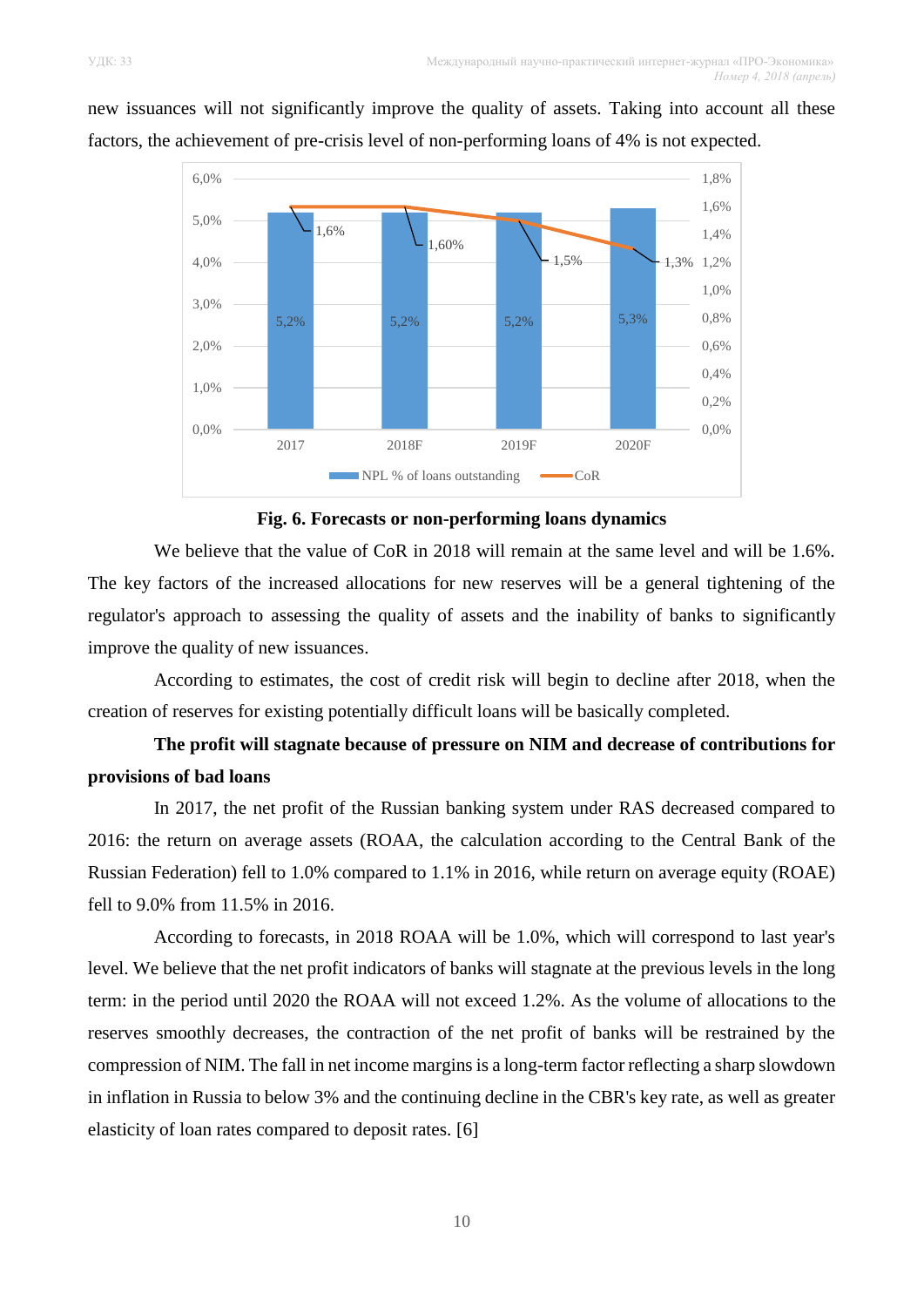new issuances will not significantly improve the quality of assets. Taking into account all these factors, the achievement of pre-crisis level of non-performing loans of 4% is not expected.

**Fig. 6. Forecasts or non-performing loans dynamics**

We believe that the value of CoR in 2018 will remain at the same level and will be 1.6%. The key factors of the increased allocations for new reserves will be a general tightening of the regulator's approach to assessing the quality of assets and the inability of banks to significantly improve the quality of new issuances.

According to estimates, the cost of credit risk will begin to decline after 2018, when the creation of reserves for existing potentially difficult loans will be basically completed.

**The profit will stagnate because of pressure on NIM and decrease of contributions for provisions of bad loans**

In 2017, the net profit of the Russian banking system under RAS decreased compared to 2016: the return on average assets (ROAA, the calculation according to the Central Bank of the Russian Federation) fell to 1.0% compared to 1.1% in 2016, while return on average equity (ROAE) fell to 9.0% from 11.5% in 2016.

According to forecasts, in 2018 ROAA will be 1.0%, which will correspond to last year's level. We believe that the net profit indicators of banks will stagnate at the previous levels in the long term: in the period until 2020 the ROAA will not exceed 1.2%. As the volume of allocations to the reserves smoothly decreases, the contraction of the net profit of banks will be restrained by the compression of NIM. The fall in net income margins is a long-term factor reflecting a sharp slowdown in inflation in Russia to below 3% and the continuing decline in the CBR's key rate, as well as greater elasticity of loan rates compared to deposit rates. [6]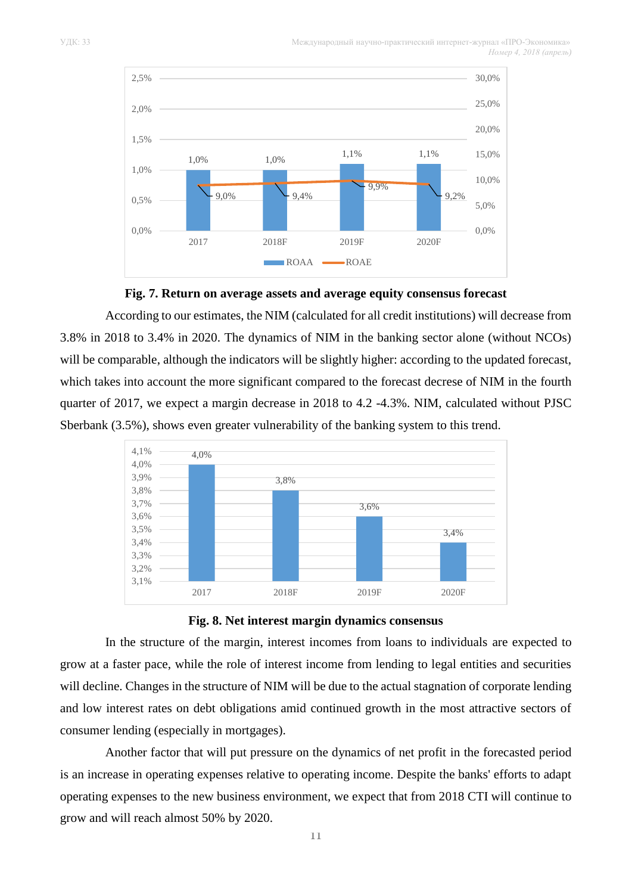**Fig. 7. Return on average assets and average equity consensus forecast**

According to our estimates, the NIM (calculated for all credit institutions) will decrease from 3.8% in 2018 to 3.4% in 2020. The dynamics of NIM in the banking sector alone (without NCOs) will be comparable, although the indicators will be slightly higher: according to the updated forecast, which takes into account the more significant compared to the forecast decrese of NIM in the fourth quarter of 2017, we expect a margin decrease in 2018 to 4.2 -4.3%. NIM, calculated without PJSC Sberbank (3.5%), shows even greater vulnerability of the banking system to this trend.

**Fig. 8. Net interest margin dynamics consensus**

In the structure of the margin, interest incomes from loans to individuals are expected to grow at a faster pace, while the role of interest income from lending to legal entities and securities will decline. Changes in the structure of NIM will be due to the actual stagnation of corporate lending and low interest rates on debt obligations amid continued growth in the most attractive sectors of consumer lending (especially in mortgages).

Another factor that will put pressure on the dynamics of net profit in the forecasted period is an increase in operating expenses relative to operating income. Despite the banks' efforts to adapt operating expenses to the new business environment, we expect that from 2018 CTI will continue to grow and will reach almost 50% by 2020.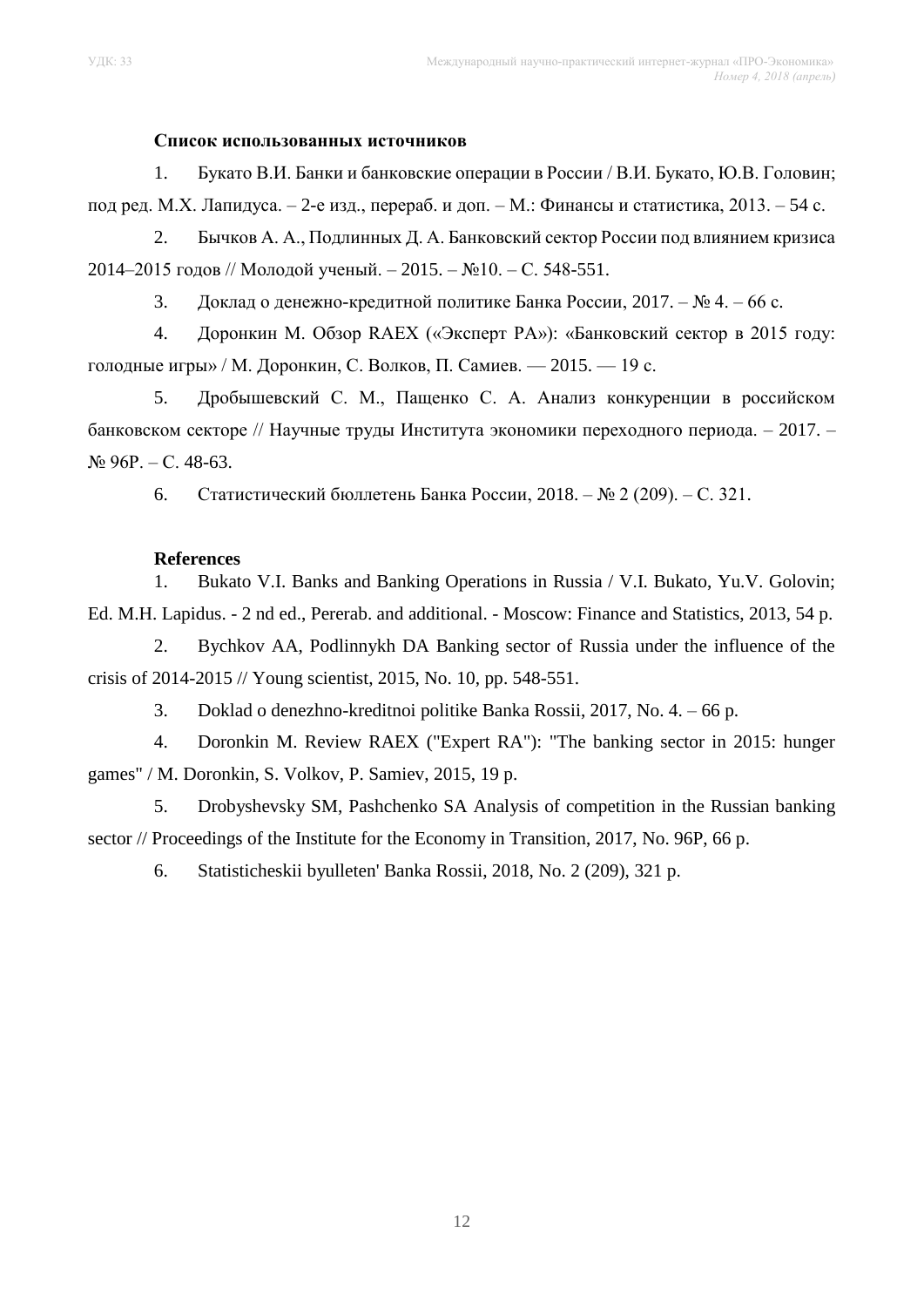**Список использованных источников**

1. Букато В.И. Банки и банковские операции в России / В.И. Букато, Ю.В. Головин; под ред. М.Х. Лапидуса. – 2-е изд., перераб. и доп. – М.: Финансы и статистика, 2013. – 54 с.

2. Бычков А. А., Подлинных Д. А. Банковский сектор России под влиянием кризиса 2014–2015 годов // Молодой ученый. – 2015. – №10. – С. 548-551.

3. Доклад о денежно-кредитной политике Банка России, 2017. – № 4. – 66 с.

4. Доронкин М. Обзор RAEX («Эксперт РА»): «Банковский сектор в 2015 году: голодные игры» / М. Доронкин, С. Волков, П. Самиев. — 2015. — 19 с.

5. Дробышевский С. М., Пащенко С. А. Анализ конкуренции в российском банковском секторе // Научные труды Института экономики переходного периода. – 2017. – № 96Р. – С. 48-63.

6. Статистический бюллетень Банка России, 2018. – № 2 (209). – С. 321.

**References**

1. Bukato V.I. Banks and Banking Operations in Russia / V.I. Bukato, Yu.V. Golovin; Ed. M.H. Lapidus. - 2 nd ed., Pererab. and additional. - Moscow: Finance and Statistics, 2013, 54 p.

2. Bychkov AA, Podlinnykh DA Banking sector of Russia under the influence of the crisis of 2014-2015 // Young scientist, 2015, No. 10, pp. 548-551.

3. Doklad o denezhno-kreditnoi politike Banka Rossii, 2017, No. 4. – 66 p.

4. Doronkin M. Review RAEX ("Expert RA"): "The banking sector in 2015: hunger games" / M. Doronkin, S. Volkov, P. Samiev, 2015, 19 p.

5. Drobyshevsky SM, Pashchenko SA Analysis of competition in the Russian banking sector // Proceedings of the Institute for the Economy in Transition, 2017, No. 96P, 66 p.

6. Statisticheskii byulleten' Banka Rossii, 2018, No. 2 (209), 321 p.